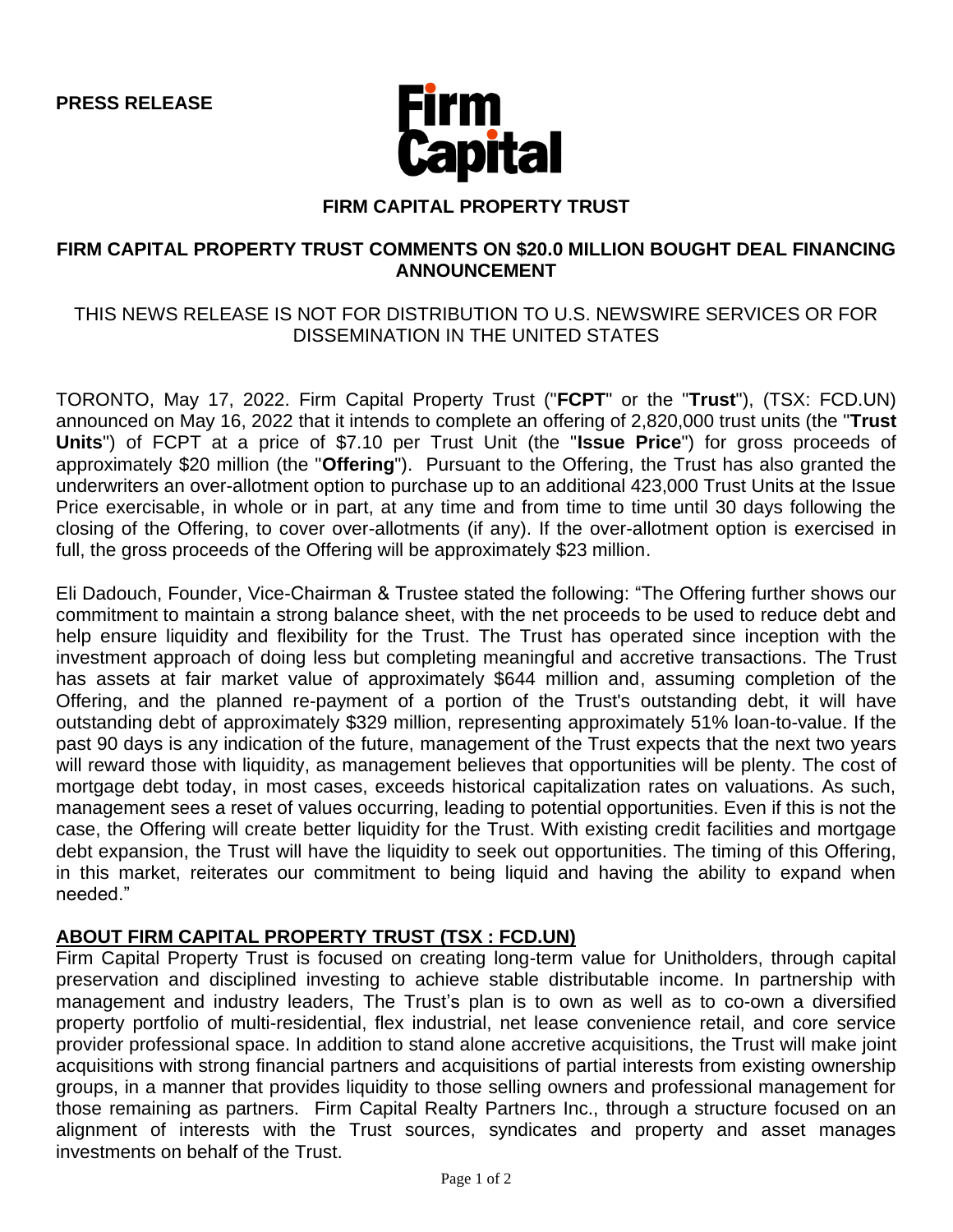**PRESS RELEASE**

Firm Capital

# FIRM CAPITAL PROPERTY TRUST

## FIRM CAPITAL PROPERTY TRUST COMMENTS ON $20.0 MILLION BOUGHT DEAL FINANCING ANNOUNCEMENT

THIS NEWS RELEASE IS NOT FOR DISTRIBUTION TO U.S. NEWSWIRE SERVICES OR FOR DISSEMINATION IN THE UNITED STATES

TORONTO, May 17, 2022. Firm Capital Property Trust ("**FCPT**" or the "**Trust**"), (TSX: FCD.UN) announced on May 16, 2022 that it intends to complete an offering of 2,820,000 trust units (the "**Trust Units**") of FCPT at a price of $7.10 per Trust Unit (the "**Issue Price**") for gross proceeds of approximately $20 million (the "**Offering**"). Pursuant to the Offering, the Trust has also granted the underwriters an over-allotment option to purchase up to an additional 423,000 Trust Units at the Issue Price exercisable, in whole or in part, at any time and from time to time until 30 days following the closing of the Offering, to cover over-allotments (if any). If the over-allotment option is exercised in full, the gross proceeds of the Offering will be approximately $23 million.

Eli Dadouch, Founder, Vice-Chairman & Trustee stated the following: "The Offering further shows our commitment to maintain a strong balance sheet, with the net proceeds to be used to reduce debt and help ensure liquidity and flexibility for the Trust. The Trust has operated since inception with the investment approach of doing less but completing meaningful and accretive transactions. The Trust has assets at fair market value of approximately $644 million and, assuming completion of the Offering, and the planned re-payment of a portion of the Trust's outstanding debt, it will have outstanding debt of approximately $329 million, representing approximately 51% loan-to-value. If the past 90 days is any indication of the future, management of the Trust expects that the next two years will reward those with liquidity, as management believes that opportunities will be plenty. The cost of mortgage debt today, in most cases, exceeds historical capitalization rates on valuations. As such, management sees a reset of values occurring, leading to potential opportunities. Even if this is not the case, the Offering will create better liquidity for the Trust. With existing credit facilities and mortgage debt expansion, the Trust will have the liquidity to seek out opportunities. The timing of this Offering, in this market, reiterates our commitment to being liquid and having the ability to expand when needed."

### ABOUT FIRM CAPITAL PROPERTY TRUST (TSX : FCD.UN)

Firm Capital Property Trust is focused on creating long-term value for Unitholders, through capital preservation and disciplined investing to achieve stable distributable income. In partnership with management and industry leaders, The Trust's plan is to own as well as to co-own a diversified property portfolio of multi-residential, flex industrial, net lease convenience retail, and core service provider professional space. In addition to stand alone accretive acquisitions, the Trust will make joint acquisitions with strong financial partners and acquisitions of partial interests from existing ownership groups, in a manner that provides liquidity to those selling owners and professional management for those remaining as partners. Firm Capital Realty Partners Inc., through a structure focused on an alignment of interests with the Trust sources, syndicates and property and asset manages investments on behalf of the Trust.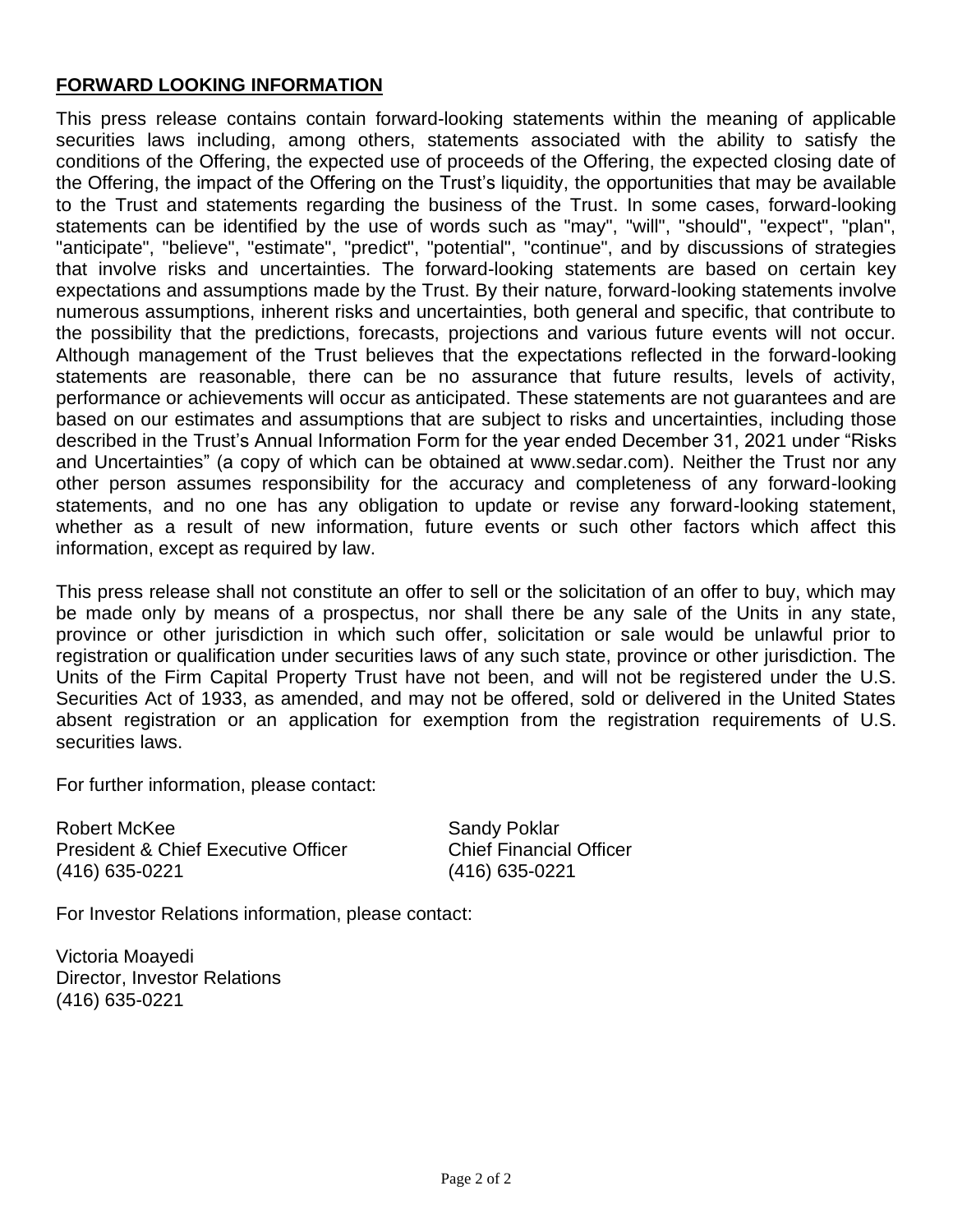## **FORWARD LOOKING INFORMATION**

This press release contains contain forward-looking statements within the meaning of applicable securities laws including, among others, statements associated with the ability to satisfy the conditions of the Offering, the expected use of proceeds of the Offering, the expected closing date of the Offering, the impact of the Offering on the Trust's liquidity, the opportunities that may be available to the Trust and statements regarding the business of the Trust. In some cases, forward-looking statements can be identified by the use of words such as "may", "will", "should", "expect", "plan", "anticipate", "believe", "estimate", "predict", "potential", "continue", and by discussions of strategies that involve risks and uncertainties. The forward-looking statements are based on certain key expectations and assumptions made by the Trust. By their nature, forward-looking statements involve numerous assumptions, inherent risks and uncertainties, both general and specific, that contribute to the possibility that the predictions, forecasts, projections and various future events will not occur. Although management of the Trust believes that the expectations reflected in the forward-looking statements are reasonable, there can be no assurance that future results, levels of activity, performance or achievements will occur as anticipated. These statements are not guarantees and are based on our estimates and assumptions that are subject to risks and uncertainties, including those described in the Trust's Annual Information Form for the year ended December 31, 2021 under "Risks and Uncertainties" (a copy of which can be obtained at www.sedar.com). Neither the Trust nor any other person assumes responsibility for the accuracy and completeness of any forward-looking statements, and no one has any obligation to update or revise any forward-looking statement, whether as a result of new information, future events or such other factors which affect this information, except as required by law.

This press release shall not constitute an offer to sell or the solicitation of an offer to buy, which may be made only by means of a prospectus, nor shall there be any sale of the Units in any state, province or other jurisdiction in which such offer, solicitation or sale would be unlawful prior to registration or qualification under securities laws of any such state, province or other jurisdiction. The Units of the Firm Capital Property Trust have not been, and will not be registered under the U.S. Securities Act of 1933, as amended, and may not be offered, sold or delivered in the United States absent registration or an application for exemption from the registration requirements of U.S. securities laws.

For further information, please contact:

Robert McKee
President & Chief Executive Officer
(416) 635-0221

Sandy Poklar
Chief Financial Officer
(416) 635-0221

For Investor Relations information, please contact:

Victoria Moayedi
Director, Investor Relations
(416) 635-0221